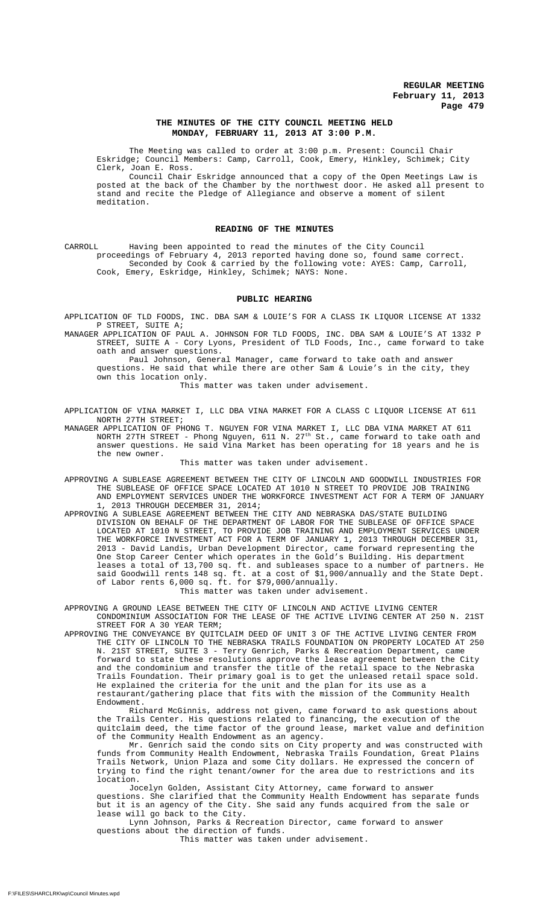**THE MINUTES OF THE CITY COUNCIL MEETING HELD MONDAY, FEBRUARY 11, 2013 AT 3:00 P.M.**

The Meeting was called to order at 3:00 p.m. Present: Council Chair Eskridge; Council Members: Camp, Carroll, Cook, Emery, Hinkley, Schimek; City Clerk, Joan E. Ross.

Council Chair Eskridge announced that a copy of the Open Meetings Law is posted at the back of the Chamber by the northwest door. He asked all present to stand and recite the Pledge of Allegiance and observe a moment of silent meditation.

## READING OF THE MINUTES

CARROLL Having been appointed to read the minutes of the City Council proceedings of February 4, 2013 reported having done so, found same correct.

Seconded by Cook & carried by the following vote: AYES: Camp, Carroll, Cook, Emery, Eskridge, Hinkley, Schimek; NAYS: None.

## PUBLIC HEARING

APPLICATION OF TLD FOODS, INC. DBA SAM & LOUIE'S FOR A CLASS IK LIQUOR LICENSE AT 1332 P STREET, SUITE A;

MANAGER APPLICATION OF PAUL A. JOHNSON FOR TLD FOODS, INC. DBA SAM & LOUIE'S AT 1332 P STREET, SUITE A - Cory Lyons, President of TLD Foods, Inc., came forward to take oath and answer questions.

Paul Johnson, General Manager, came forward to take oath and answer questions. He said that while there are other Sam & Louie's in the city, they own this location only.

This matter was taken under advisement.

APPLICATION OF VINA MARKET I, LLC DBA VINA MARKET FOR A CLASS C LIQUOR LICENSE AT 611 NORTH 27TH STREET;

MANAGER APPLICATION OF PHONG T. NGUYEN FOR VINA MARKET I, LLC DBA VINA MARKET AT 611 NORTH 27TH STREET - Phong Nguyen, 611 N. 27th St., came forward to take oath and answer questions. He said Vina Market has been operating for 18 years and he is the new owner.

This matter was taken under advisement.

APPROVING A SUBLEASE AGREEMENT BETWEEN THE CITY OF LINCOLN AND GOODWILL INDUSTRIES FOR THE SUBLEASE OF OFFICE SPACE LOCATED AT 1010 N STREET TO PROVIDE JOB TRAINING AND EMPLOYMENT SERVICES UNDER THE WORKFORCE INVESTMENT ACT FOR A TERM OF JANUARY 1, 2013 THROUGH DECEMBER 31, 2014;

APPROVING A SUBLEASE AGREEMENT BETWEEN THE CITY AND NEBRASKA DAS/STATE BUILDING DIVISION ON BEHALF OF THE DEPARTMENT OF LABOR FOR THE SUBLEASE OF OFFICE SPACE LOCATED AT 1010 N STREET, TO PROVIDE JOB TRAINING AND EMPLOYMENT SERVICES UNDER THE WORKFORCE INVESTMENT ACT FOR A TERM OF JANUARY 1, 2013 THROUGH DECEMBER 31, 2013 - David Landis, Urban Development Director, came forward representing the One Stop Career Center which operates in the Gold's Building. His department leases a total of 13,700 sq. ft. and subleases space to a number of partners. He said Goodwill rents 148 sq. ft. at a cost of $1,900/annually and the State Dept. of Labor rents 6,000 sq. ft. for $79,000/annually.

This matter was taken under advisement.

APPROVING A GROUND LEASE BETWEEN THE CITY OF LINCOLN AND ACTIVE LIVING CENTER CONDOMINIUM ASSOCIATION FOR THE LEASE OF THE ACTIVE LIVING CENTER AT 250 N. 21ST STREET FOR A 30 YEAR TERM;

APPROVING THE CONVEYANCE BY QUITCLAIM DEED OF UNIT 3 OF THE ACTIVE LIVING CENTER FROM THE CITY OF LINCOLN TO THE NEBRASKA TRAILS FOUNDATION ON PROPERTY LOCATED AT 250 N. 21ST STREET, SUITE 3 - Terry Genrich, Parks & Recreation Department, came forward to state these resolutions approve the lease agreement between the City and the condominium and transfer the title of the retail space to the Nebraska Trails Foundation. Their primary goal is to get the unleased retail space sold. He explained the criteria for the unit and the plan for its use as a restaurant/gathering place that fits with the mission of the Community Health Endowment.

Richard McGinnis, address not given, came forward to ask questions about the Trails Center. His questions related to financing, the execution of the quitclaim deed, the time factor of the ground lease, market value and definition of the Community Health Endowment as an agency.

Mr. Genrich said the condo sits on City property and was constructed with funds from Community Health Endowment, Nebraska Trails Foundation, Great Plains Trails Network, Union Plaza and some City dollars. He expressed the concern of trying to find the right tenant/owner for the area due to restrictions and its location.

Jocelyn Golden, Assistant City Attorney, came forward to answer questions. She clarified that the Community Health Endowment has separate funds but it is an agency of the City. She said any funds acquired from the sale or lease will go back to the City.

Lynn Johnson, Parks & Recreation Director, came forward to answer questions about the direction of funds.

This matter was taken under advisement.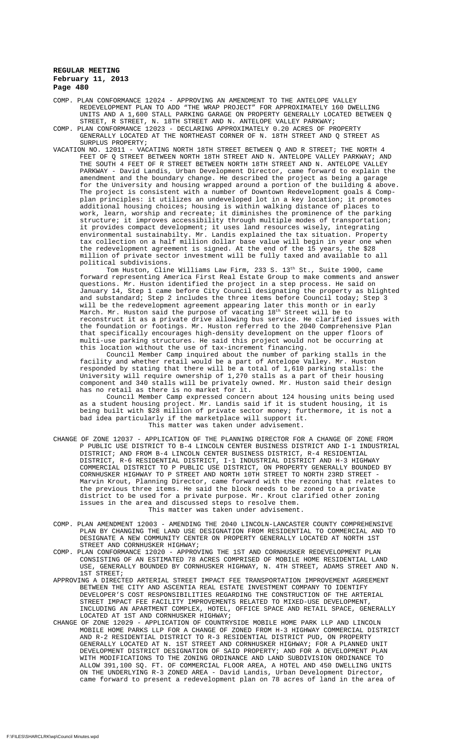COMP. PLAN CONFORMANCE 12024 - APPROVING AN AMENDMENT TO THE ANTELOPE VALLEY REDEVELOPMENT PLAN TO ADD "THE WRAP PROJECT" FOR APPROXIMATELY 160 DWELLING UNITS AND A 1,600 STALL PARKING GARAGE ON PROPERTY GENERALLY LOCATED BETWEEN Q STREET, R STREET, N. 18TH STREET AND N. ANTELOPE VALLEY PARKWAY;

COMP. PLAN CONFORMANCE 12023 - DECLARING APPROXIMATELY 0.20 ACRES OF PROPERTY GENERALLY LOCATED AT THE NORTHEAST CORNER OF N. 18TH STREET AND Q STREET AS SURPLUS PROPERTY;

VACATION NO. 12011 - VACATING NORTH 18TH STREET BETWEEN Q AND R STREET; THE NORTH 4 FEET OF Q STREET BETWEEN NORTH 18TH STREET AND N. ANTELOPE VALLEY PARKWAY; AND THE SOUTH 4 FEET OF R STREET BETWEEN NORTH 18TH STREET AND N. ANTELOPE VALLEY PARKWAY - David Landis, Urban Development Director, came forward to explain the amendment and the boundary change. He described the project as being a garage for the University and housing wrapped around a portion of the building & above. The project is consistent with a number of Downtown Redevelopment goals & Comp-plan principles: it utilizes an undeveloped lot in a key location; it promotes additional housing choices; housing is within walking distance of places to work, learn, worship and recreate; it diminishes the prominence of the parking structure; it improves accessibility through multiple modes of transportation; it provides compact development; it uses land resources wisely, integrating environmental sustainabilty. Mr. Landis explained the tax situation. Property tax collection on a half million dollar base value will begin in year one when the redevelopment agreement is signed. At the end of the 15 years, the $28 million of private sector investment will be fully taxed and available to all political subdivisions.

Tom Huston, Cline Williams Law Firm, 233 S. 13th St., Suite 1900, came forward representing America First Real Estate Group to make comments and answer questions. Mr. Huston identified the project in a step process. He said on January 14, Step 1 came before City Council designating the property as blighted and substandard; Step 2 includes the three items before Council today; Step 3 will be the redevelopment agreement appearing later this month or in early March. Mr. Huston said the purpose of vacating 18th Street will be to reconstruct it as a private drive allowing bus service. He clarified issues with the foundation or footings. Mr. Huston referred to the 2040 Comprehensive Plan that specifically encourages high-density development on the upper floors of multi-use parking structures. He said this project would not be occurring at this location without the use of tax-increment financing.

Council Member Camp inquired about the number of parking stalls in the facility and whether retail would be a part of Antelope Valley. Mr. Huston responded by stating that there will be a total of 1,610 parking stalls: the University will require ownership of 1,270 stalls as a part of their housing component and 340 stalls will be privately owned. Mr. Huston said their design has no retail as there is no market for it.

Council Member Camp expressed concern about 124 housing units being used as a student housing project. Mr. Landis said if it is student housing, it is being built with $28 million of private sector money; furthermore, it is not a bad idea particularly if the marketplace will support it.

This matter was taken under advisement.

CHANGE OF ZONE 12037 - APPLICATION OF THE PLANNING DIRECTOR FOR A CHANGE OF ZONE FROM P PUBLIC USE DISTRICT TO B-4 LINCOLN CENTER BUSINESS DISTRICT AND I-1 INDUSTRIAL DISTRICT; AND FROM B-4 LINCOLN CENTER BUSINESS DISTRICT, R-4 RESIDENTIAL DISTRICT, R-6 RESIDENTIAL DISTRICT, I-1 INDUSTRIAL DISTRICT AND H-3 HIGHWAY COMMERCIAL DISTRICT TO P PUBLIC USE DISTRICT, ON PROPERTY GENERALLY BOUNDED BY CORNHUSKER HIGHWAY TO P STREET AND NORTH 10TH STREET TO NORTH 23RD STREET - Marvin Krout, Planning Director, came forward with the rezoning that relates to the previous three items. He said the block needs to be zoned to a private district to be used for a private purpose. Mr. Krout clarified other zoning issues in the area and discussed steps to resolve them.

This matter was taken under advisement.

COMP. PLAN AMENDMENT 12003 - AMENDING THE 2040 LINCOLN-LANCASTER COUNTY COMPREHENSIVE PLAN BY CHANGING THE LAND USE DESIGNATION FROM RESIDENTIAL TO COMMERCIAL AND TO DESIGNATE A NEW COMMUNITY CENTER ON PROPERTY GENERALLY LOCATED AT NORTH 1ST STREET AND CORNHUSKER HIGHWAY;

COMP. PLAN CONFORMANCE 12020 - APPROVING THE 1ST AND CORNHUSKER REDEVELOPMENT PLAN CONSISTING OF AN ESTIMATED 78 ACRES COMPRISED OF MOBILE HOME RESIDENTIAL LAND USE, GENERALLY BOUNDED BY CORNHUSKER HIGHWAY, N. 4TH STREET, ADAMS STREET AND N. 1ST STREET;

APPROVING A DIRECTED ARTERIAL STREET IMPACT FEE TRANSPORTATION IMPROVEMENT AGREEMENT BETWEEN THE CITY AND ASCENTIA REAL ESTATE INVESTMENT COMPANY TO IDENTIFY DEVELOPER'S COST RESPONSIBILITIES REGARDING THE CONSTRUCTION OF THE ARTERIAL STREET IMPACT FEE FACILITY IMPROVEMENTS RELATED TO MIXED-USE DEVELOPMENT, INCLUDING AN APARTMENT COMPLEX, HOTEL, OFFICE SPACE AND RETAIL SPACE, GENERALLY LOCATED AT 1ST AND CORNHUSKER HIGHWAY;

CHANGE OF ZONE 12029 - APPLICATION OF COUNTRYSIDE MOBILE HOME PARK LLP AND LINCOLN MOBILE HOME PARKS LLP FOR A CHANGE OF ZONED FROM H-3 HIGHWAY COMMERCIAL DISTRICT AND R-2 RESIDENTIAL DISTRICT TO R-3 RESIDENTIAL DISTRICT PUD, ON PROPERTY GENERALLY LOCATED AT N. 1ST STREET AND CORNHUSKER HIGHWAY; FOR A PLANNED UNIT DEVELOPMENT DISTRICT DESIGNATION OF SAID PROPERTY; AND FOR A DEVELOPMENT PLAN WITH MODIFICATIONS TO THE ZONING ORDINANCE AND LAND SUBDIVISION ORDINANCE TO ALLOW 391,100 SQ. FT. OF COMMERCIAL FLOOR AREA, A HOTEL AND 450 DWELLING UNITS ON THE UNDERLYING R-3 ZONED AREA - David Landis, Urban Development Director, came forward to present a redevelopment plan on 78 acres of land in the area of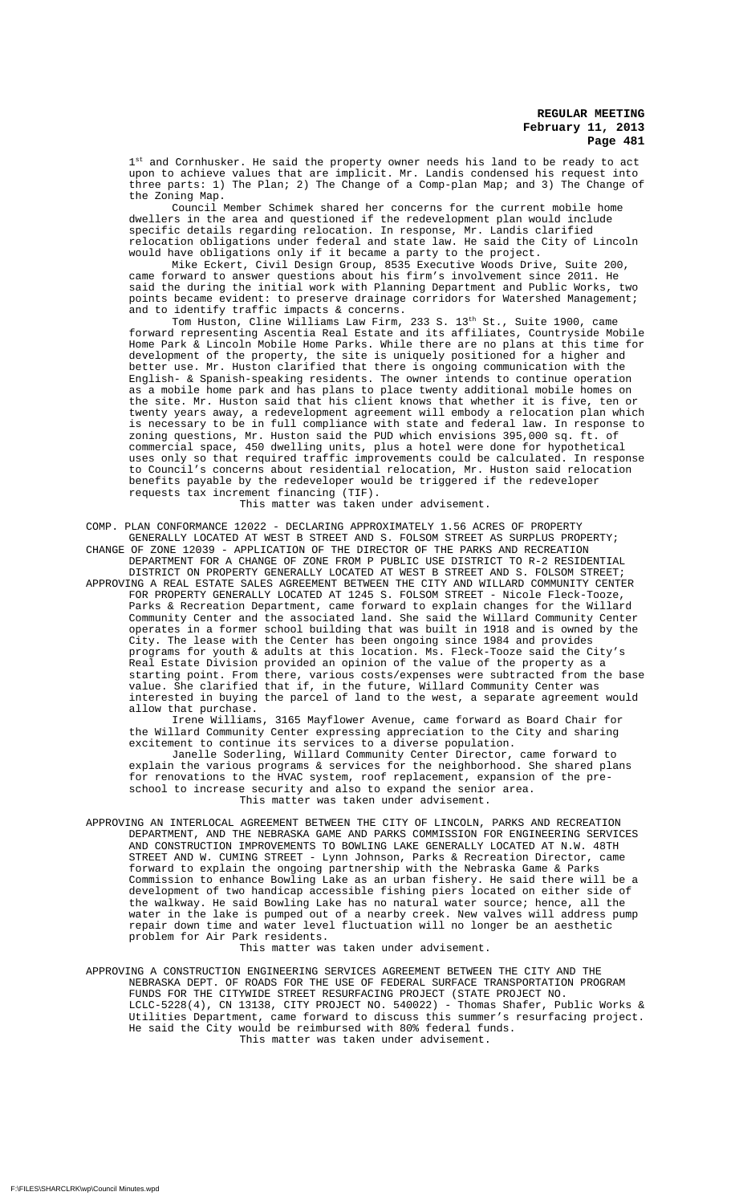1st and Cornhusker. He said the property owner needs his land to be ready to act upon to achieve values that are implicit. Mr. Landis condensed his request into three parts: 1) The Plan; 2) The Change of a Comp-plan Map; and 3) The Change of the Zoning Map.

Council Member Schimek shared her concerns for the current mobile home dwellers in the area and questioned if the redevelopment plan would include specific details regarding relocation. In response, Mr. Landis clarified relocation obligations under federal and state law. He said the City of Lincoln would have obligations only if it became a party to the project.

Mike Eckert, Civil Design Group, 8535 Executive Woods Drive, Suite 200, came forward to answer questions about his firm's involvement since 2011. He said the during the initial work with Planning Department and Public Works, two points became evident: to preserve drainage corridors for Watershed Management; and to identify traffic impacts & concerns.

Tom Huston, Cline Williams Law Firm, 233 S. 13th St., Suite 1900, came forward representing Ascentia Real Estate and its affiliates, Countryside Mobile Home Park & Lincoln Mobile Home Parks. While there are no plans at this time for development of the property, the site is uniquely positioned for a higher and better use. Mr. Huston clarified that there is ongoing communication with the English- & Spanish-speaking residents. The owner intends to continue operation as a mobile home park and has plans to place twenty additional mobile homes on the site. Mr. Huston said that his client knows that whether it is five, ten or twenty years away, a redevelopment agreement will embody a relocation plan which is necessary to be in full compliance with state and federal law. In response to zoning questions, Mr. Huston said the PUD which envisions 395,000 sq. ft. of commercial space, 450 dwelling units, plus a hotel were done for hypothetical uses only so that required traffic improvements could be calculated. In response to Council's concerns about residential relocation, Mr. Huston said relocation benefits payable by the redeveloper would be triggered if the redeveloper requests tax increment financing (TIF).

This matter was taken under advisement.

COMP. PLAN CONFORMANCE 12022 - DECLARING APPROXIMATELY 1.56 ACRES OF PROPERTY GENERALLY LOCATED AT WEST B STREET AND S. FOLSOM STREET AS SURPLUS PROPERTY;
CHANGE OF ZONE 12039 - APPLICATION OF THE DIRECTOR OF THE PARKS AND RECREATION DEPARTMENT FOR A CHANGE OF ZONE FROM P PUBLIC USE DISTRICT TO R-2 RESIDENTIAL DISTRICT ON PROPERTY GENERALLY LOCATED AT WEST B STREET AND S. FOLSOM STREET;
APPROVING A REAL ESTATE SALES AGREEMENT BETWEEN THE CITY AND WILLARD COMMUNITY CENTER FOR PROPERTY GENERALLY LOCATED AT 1245 S. FOLSOM STREET - Nicole Fleck-Tooze, Parks & Recreation Department, came forward to explain changes for the Willard Community Center and the associated land. She said the Willard Community Center operates in a former school building that was built in 1918 and is owned by the City. The lease with the Center has been ongoing since 1984 and provides programs for youth & adults at this location. Ms. Fleck-Tooze said the City's Real Estate Division provided an opinion of the value of the property as a starting point. From there, various costs/expenses were subtracted from the base value. She clarified that if, in the future, Willard Community Center was interested in buying the parcel of land to the west, a separate agreement would allow that purchase.

Irene Williams, 3165 Mayflower Avenue, came forward as Board Chair for the Willard Community Center expressing appreciation to the City and sharing excitement to continue its services to a diverse population.

Janelle Soderling, Willard Community Center Director, came forward to explain the various programs & services for the neighborhood. She shared plans for renovations to the HVAC system, roof replacement, expansion of the pre-school to increase security and also to expand the senior area.

This matter was taken under advisement.

APPROVING AN INTERLOCAL AGREEMENT BETWEEN THE CITY OF LINCOLN, PARKS AND RECREATION DEPARTMENT, AND THE NEBRASKA GAME AND PARKS COMMISSION FOR ENGINEERING SERVICES AND CONSTRUCTION IMPROVEMENTS TO BOWLING LAKE GENERALLY LOCATED AT N.W. 48TH STREET AND W. CUMING STREET - Lynn Johnson, Parks & Recreation Director, came forward to explain the ongoing partnership with the Nebraska Game & Parks Commission to enhance Bowling Lake as an urban fishery. He said there will be a development of two handicap accessible fishing piers located on either side of the walkway. He said Bowling Lake has no natural water source; hence, all the water in the lake is pumped out of a nearby creek. New valves will address pump repair down time and water level fluctuation will no longer be an aesthetic problem for Air Park residents.

This matter was taken under advisement.

APPROVING A CONSTRUCTION ENGINEERING SERVICES AGREEMENT BETWEEN THE CITY AND THE NEBRASKA DEPT. OF ROADS FOR THE USE OF FEDERAL SURFACE TRANSPORTATION PROGRAM FUNDS FOR THE CITYWIDE STREET RESURFACING PROJECT (STATE PROJECT NO. LCLC-5228(4), CN 13138, CITY PROJECT NO. 540022) - Thomas Shafer, Public Works & Utilities Department, came forward to discuss this summer's resurfacing project. He said the City would be reimbursed with 80% federal funds.

This matter was taken under advisement.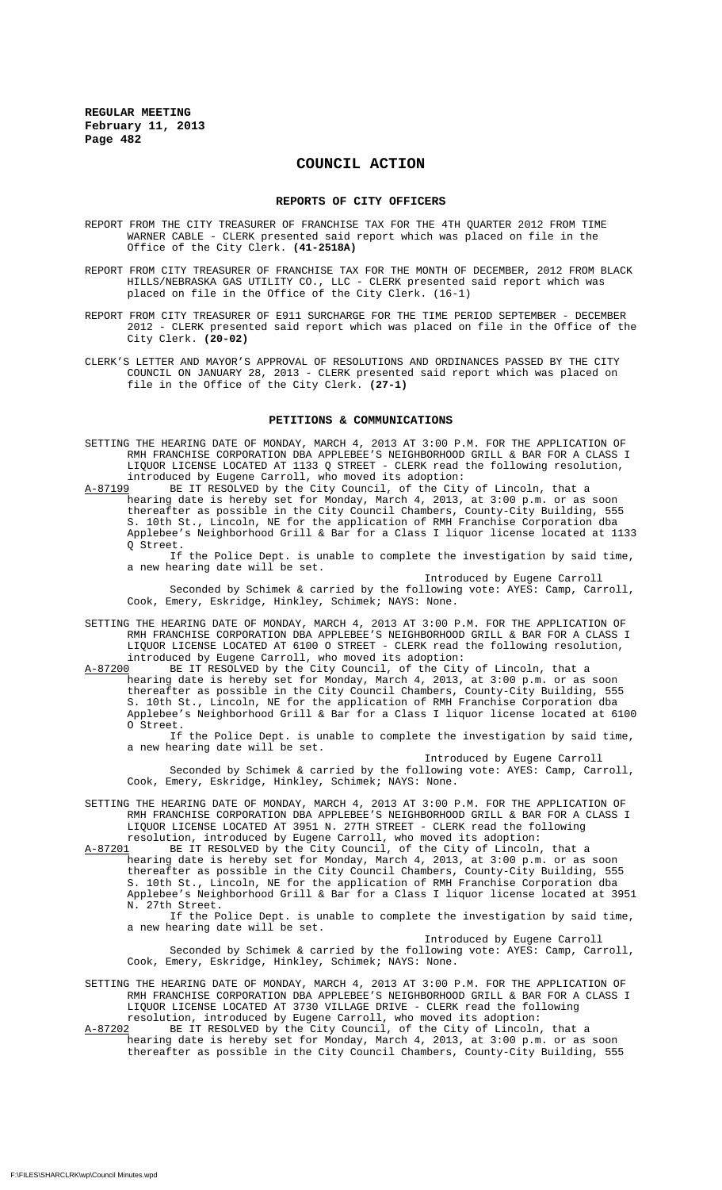# COUNCIL ACTION

## REPORTS OF CITY OFFICERS

REPORT FROM THE CITY TREASURER OF FRANCHISE TAX FOR THE 4TH QUARTER 2012 FROM TIME WARNER CABLE - CLERK presented said report which was placed on file in the Office of the City Clerk. **(41-2518A)**

REPORT FROM CITY TREASURER OF FRANCHISE TAX FOR THE MONTH OF DECEMBER, 2012 FROM BLACK HILLS/NEBRASKA GAS UTILITY CO., LLC - CLERK presented said report which was placed on file in the Office of the City Clerk. (16-1)

REPORT FROM CITY TREASURER OF E911 SURCHARGE FOR THE TIME PERIOD SEPTEMBER - DECEMBER 2012 - CLERK presented said report which was placed on file in the Office of the City Clerk. **(20-02)**

CLERK'S LETTER AND MAYOR'S APPROVAL OF RESOLUTIONS AND ORDINANCES PASSED BY THE CITY COUNCIL ON JANUARY 28, 2013 - CLERK presented said report which was placed on file in the Office of the City Clerk. **(27-1)**

## PETITIONS & COMMUNICATIONS

SETTING THE HEARING DATE OF MONDAY, MARCH 4, 2013 AT 3:00 P.M. FOR THE APPLICATION OF RMH FRANCHISE CORPORATION DBA APPLEBEE'S NEIGHBORHOOD GRILL & BAR FOR A CLASS I LIQUOR LICENSE LOCATED AT 1133 Q STREET - CLERK read the following resolution, introduced by Eugene Carroll, who moved its adoption:

A-87199 BE IT RESOLVED by the City Council, of the City of Lincoln, that a hearing date is hereby set for Monday, March 4, 2013, at 3:00 p.m. or as soon thereafter as possible in the City Council Chambers, County-City Building, 555 S. 10th St., Lincoln, NE for the application of RMH Franchise Corporation dba Applebee's Neighborhood Grill & Bar for a Class I liquor license located at 1133 Q Street.

If the Police Dept. is unable to complete the investigation by said time, a new hearing date will be set.

Introduced by Eugene Carroll

Seconded by Schimek & carried by the following vote: AYES: Camp, Carroll, Cook, Emery, Eskridge, Hinkley, Schimek; NAYS: None.

SETTING THE HEARING DATE OF MONDAY, MARCH 4, 2013 AT 3:00 P.M. FOR THE APPLICATION OF RMH FRANCHISE CORPORATION DBA APPLEBEE'S NEIGHBORHOOD GRILL & BAR FOR A CLASS I LIQUOR LICENSE LOCATED AT 6100 O STREET - CLERK read the following resolution, introduced by Eugene Carroll, who moved its adoption:

A-87200 BE IT RESOLVED by the City Council, of the City of Lincoln, that a hearing date is hereby set for Monday, March 4, 2013, at 3:00 p.m. or as soon thereafter as possible in the City Council Chambers, County-City Building, 555 S. 10th St., Lincoln, NE for the application of RMH Franchise Corporation dba Applebee's Neighborhood Grill & Bar for a Class I liquor license located at 6100 O Street.

If the Police Dept. is unable to complete the investigation by said time, a new hearing date will be set.

Introduced by Eugene Carroll

Seconded by Schimek & carried by the following vote: AYES: Camp, Carroll, Cook, Emery, Eskridge, Hinkley, Schimek; NAYS: None.

SETTING THE HEARING DATE OF MONDAY, MARCH 4, 2013 AT 3:00 P.M. FOR THE APPLICATION OF RMH FRANCHISE CORPORATION DBA APPLEBEE'S NEIGHBORHOOD GRILL & BAR FOR A CLASS I LIQUOR LICENSE LOCATED AT 3951 N. 27TH STREET - CLERK read the following resolution, introduced by Eugene Carroll, who moved its adoption:

A-87201 BE IT RESOLVED by the City Council, of the City of Lincoln, that a hearing date is hereby set for Monday, March 4, 2013, at 3:00 p.m. or as soon thereafter as possible in the City Council Chambers, County-City Building, 555 S. 10th St., Lincoln, NE for the application of RMH Franchise Corporation dba Applebee's Neighborhood Grill & Bar for a Class I liquor license located at 3951 N. 27th Street.

If the Police Dept. is unable to complete the investigation by said time, a new hearing date will be set.

Introduced by Eugene Carroll

Seconded by Schimek & carried by the following vote: AYES: Camp, Carroll, Cook, Emery, Eskridge, Hinkley, Schimek; NAYS: None.

SETTING THE HEARING DATE OF MONDAY, MARCH 4, 2013 AT 3:00 P.M. FOR THE APPLICATION OF RMH FRANCHISE CORPORATION DBA APPLEBEE'S NEIGHBORHOOD GRILL & BAR FOR A CLASS I LIQUOR LICENSE LOCATED AT 3730 VILLAGE DRIVE - CLERK read the following resolution, introduced by Eugene Carroll, who moved its adoption:

A-87202 BE IT RESOLVED by the City Council, of the City of Lincoln, that a hearing date is hereby set for Monday, March 4, 2013, at 3:00 p.m. or as soon thereafter as possible in the City Council Chambers, County-City Building, 555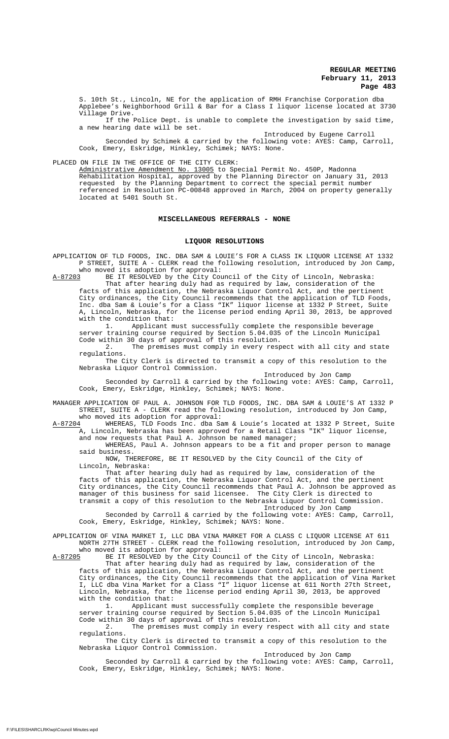S. 10th St., Lincoln, NE for the application of RMH Franchise Corporation dba Applebee's Neighborhood Grill & Bar for a Class I liquor license located at 3730 Village Drive.

If the Police Dept. is unable to complete the investigation by said time, a new hearing date will be set.

Introduced by Eugene Carroll

Seconded by Schimek & carried by the following vote: AYES: Camp, Carroll, Cook, Emery, Eskridge, Hinkley, Schimek; NAYS: None.

PLACED ON FILE IN THE OFFICE OF THE CITY CLERK:

Administrative Amendment No. 13005 to Special Permit No. 450P, Madonna Rehabilitation Hospital, approved by the Planning Director on January 31, 2013 requested by the Planning Department to correct the special permit number referenced in Resolution PC-00848 approved in March, 2004 on property generally located at 5401 South St.

## MISCELLANEOUS REFERRALS - NONE

## LIQUOR RESOLUTIONS

APPLICATION OF TLD FOODS, INC. DBA SAM & LOUIE'S FOR A CLASS IK LIQUOR LICENSE AT 1332 P STREET, SUITE A - CLERK read the following resolution, introduced by Jon Camp, who moved its adoption for approval:

A-87203 BE IT RESOLVED by the City Council of the City of Lincoln, Nebraska:

That after hearing duly had as required by law, consideration of the facts of this application, the Nebraska Liquor Control Act, and the pertinent City ordinances, the City Council recommends that the application of TLD Foods, Inc. dba Sam & Louie's for a Class "IK" liquor license at 1332 P Street, Suite A, Lincoln, Nebraska, for the license period ending April 30, 2013, be approved with the condition that:

1. Applicant must successfully complete the responsible beverage server training course required by Section 5.04.035 of the Lincoln Municipal Code within 30 days of approval of this resolution.
2. The premises must comply in every respect with all city and state regulations.

The City Clerk is directed to transmit a copy of this resolution to the Nebraska Liquor Control Commission.

Introduced by Jon Camp

Seconded by Carroll & carried by the following vote: AYES: Camp, Carroll, Cook, Emery, Eskridge, Hinkley, Schimek; NAYS: None.

MANAGER APPLICATION OF PAUL A. JOHNSON FOR TLD FOODS, INC. DBA SAM & LOUIE'S AT 1332 P STREET, SUITE A - CLERK read the following resolution, introduced by Jon Camp, who moved its adoption for approval:

A-87204 WHEREAS, TLD Foods Inc. dba Sam & Louie's located at 1332 P Street, Suite A, Lincoln, Nebraska has been approved for a Retail Class "IK" liquor license, and now requests that Paul A. Johnson be named manager;

WHEREAS, Paul A. Johnson appears to be a fit and proper person to manage said business.

NOW, THEREFORE, BE IT RESOLVED by the City Council of the City of Lincoln, Nebraska:

That after hearing duly had as required by law, consideration of the facts of this application, the Nebraska Liquor Control Act, and the pertinent City ordinances, the City Council recommends that Paul A. Johnson be approved as manager of this business for said licensee. The City Clerk is directed to transmit a copy of this resolution to the Nebraska Liquor Control Commission.

Introduced by Jon Camp

Seconded by Carroll & carried by the following vote: AYES: Camp, Carroll, Cook, Emery, Eskridge, Hinkley, Schimek; NAYS: None.

APPLICATION OF VINA MARKET I, LLC DBA VINA MARKET FOR A CLASS C LIQUOR LICENSE AT 611 NORTH 27TH STREET - CLERK read the following resolution, introduced by Jon Camp, who moved its adoption for approval:

A-87205 BE IT RESOLVED by the City Council of the City of Lincoln, Nebraska:

That after hearing duly had as required by law, consideration of the facts of this application, the Nebraska Liquor Control Act, and the pertinent City ordinances, the City Council recommends that the application of Vina Market I, LLC dba Vina Market for a Class "I" liquor license at 611 North 27th Street, Lincoln, Nebraska, for the license period ending April 30, 2013, be approved with the condition that:

1. Applicant must successfully complete the responsible beverage server training course required by Section 5.04.035 of the Lincoln Municipal Code within 30 days of approval of this resolution.
2. The premises must comply in every respect with all city and state regulations.

The City Clerk is directed to transmit a copy of this resolution to the Nebraska Liquor Control Commission.

Introduced by Jon Camp

Seconded by Carroll & carried by the following vote: AYES: Camp, Carroll, Cook, Emery, Eskridge, Hinkley, Schimek; NAYS: None.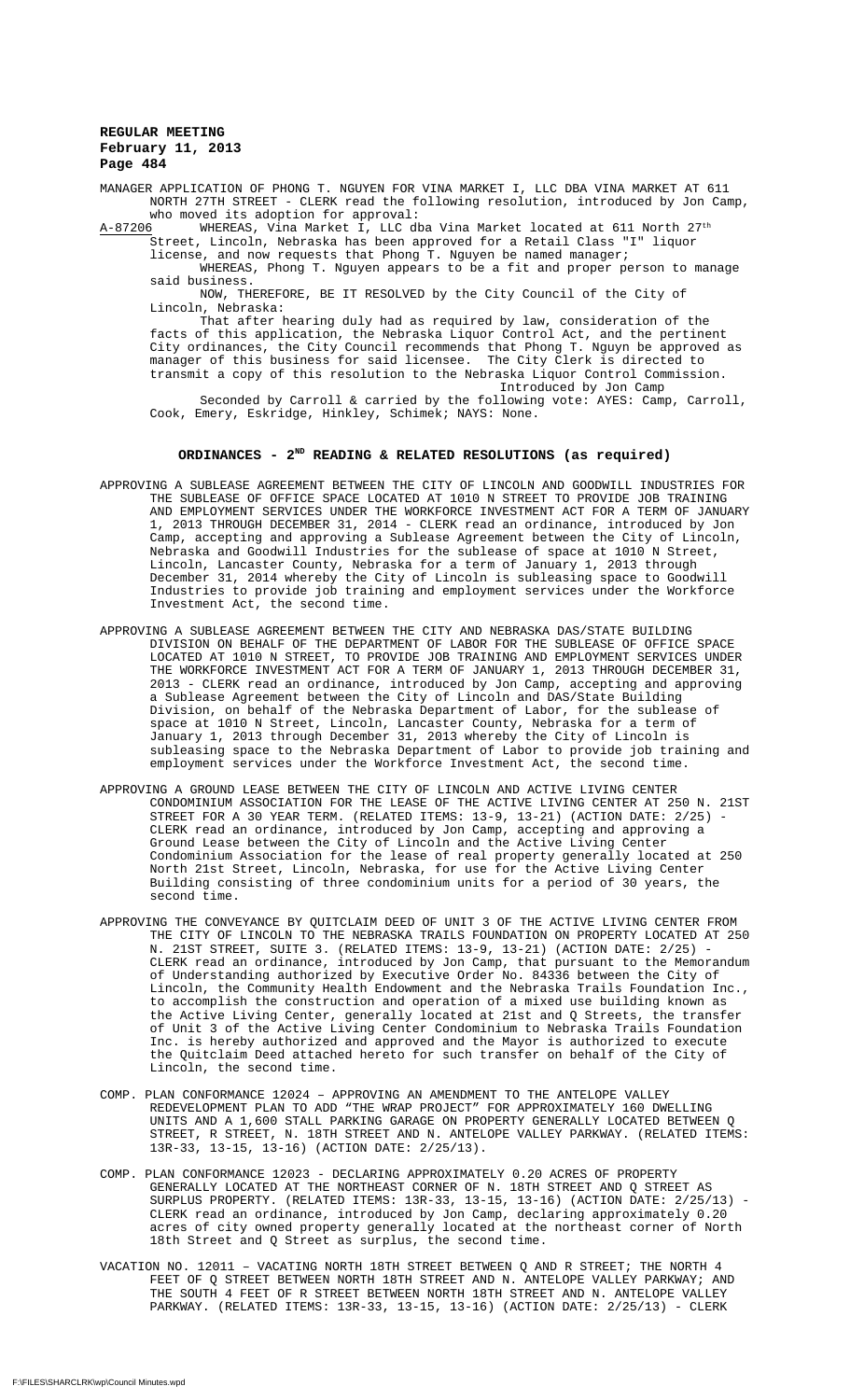MANAGER APPLICATION OF PHONG T. NGUYEN FOR VINA MARKET I, LLC DBA VINA MARKET AT 611 NORTH 27TH STREET - CLERK read the following resolution, introduced by Jon Camp, who moved its adoption for approval:

A-87206 WHEREAS, Vina Market I, LLC dba Vina Market located at 611 North 27th Street, Lincoln, Nebraska has been approved for a Retail Class "I" liquor license, and now requests that Phong T. Nguyen be named manager;

WHEREAS, Phong T. Nguyen appears to be a fit and proper person to manage said business.

NOW, THEREFORE, BE IT RESOLVED by the City Council of the City of Lincoln, Nebraska:

That after hearing duly had as required by law, consideration of the facts of this application, the Nebraska Liquor Control Act, and the pertinent City ordinances, the City Council recommends that Phong T. Nguyn be approved as manager of this business for said licensee. The City Clerk is directed to transmit a copy of this resolution to the Nebraska Liquor Control Commission.

Introduced by Jon Camp

Seconded by Carroll & carried by the following vote: AYES: Camp, Carroll, Cook, Emery, Eskridge, Hinkley, Schimek; NAYS: None.

## ORDINANCES - 2ND READING & RELATED RESOLUTIONS (as required)

APPROVING A SUBLEASE AGREEMENT BETWEEN THE CITY OF LINCOLN AND GOODWILL INDUSTRIES FOR THE SUBLEASE OF OFFICE SPACE LOCATED AT 1010 N STREET TO PROVIDE JOB TRAINING AND EMPLOYMENT SERVICES UNDER THE WORKFORCE INVESTMENT ACT FOR A TERM OF JANUARY 1, 2013 THROUGH DECEMBER 31, 2014 - CLERK read an ordinance, introduced by Jon Camp, accepting and approving a Sublease Agreement between the City of Lincoln, Nebraska and Goodwill Industries for the sublease of space at 1010 N Street, Lincoln, Lancaster County, Nebraska for a term of January 1, 2013 through December 31, 2014 whereby the City of Lincoln is subleasing space to Goodwill Industries to provide job training and employment services under the Workforce Investment Act, the second time.

APPROVING A SUBLEASE AGREEMENT BETWEEN THE CITY AND NEBRASKA DAS/STATE BUILDING DIVISION ON BEHALF OF THE DEPARTMENT OF LABOR FOR THE SUBLEASE OF OFFICE SPACE LOCATED AT 1010 N STREET, TO PROVIDE JOB TRAINING AND EMPLOYMENT SERVICES UNDER THE WORKFORCE INVESTMENT ACT FOR A TERM OF JANUARY 1, 2013 THROUGH DECEMBER 31, 2013 - CLERK read an ordinance, introduced by Jon Camp, accepting and approving a Sublease Agreement between the City of Lincoln and DAS/State Building Division, on behalf of the Nebraska Department of Labor, for the sublease of space at 1010 N Street, Lincoln, Lancaster County, Nebraska for a term of January 1, 2013 through December 31, 2013 whereby the City of Lincoln is subleasing space to the Nebraska Department of Labor to provide job training and employment services under the Workforce Investment Act, the second time.

APPROVING A GROUND LEASE BETWEEN THE CITY OF LINCOLN AND ACTIVE LIVING CENTER CONDOMINIUM ASSOCIATION FOR THE LEASE OF THE ACTIVE LIVING CENTER AT 250 N. 21ST STREET FOR A 30 YEAR TERM. (RELATED ITEMS: 13-9, 13-21) (ACTION DATE: 2/25) - CLERK read an ordinance, introduced by Jon Camp, accepting and approving a Ground Lease between the City of Lincoln and the Active Living Center Condominium Association for the lease of real property generally located at 250 North 21st Street, Lincoln, Nebraska, for use for the Active Living Center Building consisting of three condominium units for a period of 30 years, the second time.

APPROVING THE CONVEYANCE BY QUITCLAIM DEED OF UNIT 3 OF THE ACTIVE LIVING CENTER FROM THE CITY OF LINCOLN TO THE NEBRASKA TRAILS FOUNDATION ON PROPERTY LOCATED AT 250 N. 21ST STREET, SUITE 3. (RELATED ITEMS: 13-9, 13-21) (ACTION DATE: 2/25) - CLERK read an ordinance, introduced by Jon Camp, that pursuant to the Memorandum of Understanding authorized by Executive Order No. 84336 between the City of Lincoln, the Community Health Endowment and the Nebraska Trails Foundation Inc., to accomplish the construction and operation of a mixed use building known as the Active Living Center, generally located at 21st and Q Streets, the transfer of Unit 3 of the Active Living Center Condominium to Nebraska Trails Foundation Inc. is hereby authorized and approved and the Mayor is authorized to execute the Quitclaim Deed attached hereto for such transfer on behalf of the City of Lincoln, the second time.

COMP. PLAN CONFORMANCE 12024 – APPROVING AN AMENDMENT TO THE ANTELOPE VALLEY REDEVELOPMENT PLAN TO ADD "THE WRAP PROJECT" FOR APPROXIMATELY 160 DWELLING UNITS AND A 1,600 STALL PARKING GARAGE ON PROPERTY GENERALLY LOCATED BETWEEN Q STREET, R STREET, N. 18TH STREET AND N. ANTELOPE VALLEY PARKWAY. (RELATED ITEMS: 13R-33, 13-15, 13-16) (ACTION DATE: 2/25/13).

COMP. PLAN CONFORMANCE 12023 - DECLARING APPROXIMATELY 0.20 ACRES OF PROPERTY GENERALLY LOCATED AT THE NORTHEAST CORNER OF N. 18TH STREET AND Q STREET AS SURPLUS PROPERTY. (RELATED ITEMS: 13R-33, 13-15, 13-16) (ACTION DATE: 2/25/13) - CLERK read an ordinance, introduced by Jon Camp, declaring approximately 0.20 acres of city owned property generally located at the northeast corner of North 18th Street and Q Street as surplus, the second time.

VACATION NO. 12011 – VACATING NORTH 18TH STREET BETWEEN Q AND R STREET; THE NORTH 4 FEET OF Q STREET BETWEEN NORTH 18TH STREET AND N. ANTELOPE VALLEY PARKWAY; AND THE SOUTH 4 FEET OF R STREET BETWEEN NORTH 18TH STREET AND N. ANTELOPE VALLEY PARKWAY. (RELATED ITEMS: 13R-33, 13-15, 13-16) (ACTION DATE: 2/25/13) - CLERK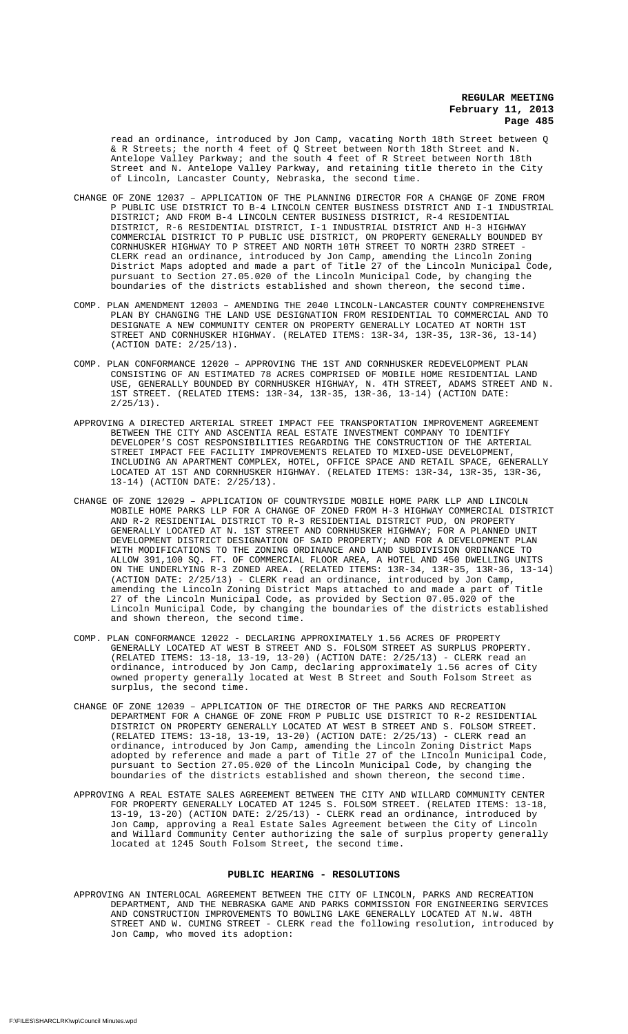read an ordinance, introduced by Jon Camp, vacating North 18th Street between Q & R Streets; the north 4 feet of Q Street between North 18th Street and N. Antelope Valley Parkway; and the south 4 feet of R Street between North 18th Street and N. Antelope Valley Parkway, and retaining title thereto in the City of Lincoln, Lancaster County, Nebraska, the second time.

CHANGE OF ZONE 12037 – APPLICATION OF THE PLANNING DIRECTOR FOR A CHANGE OF ZONE FROM P PUBLIC USE DISTRICT TO B-4 LINCOLN CENTER BUSINESS DISTRICT AND I-1 INDUSTRIAL DISTRICT; AND FROM B-4 LINCOLN CENTER BUSINESS DISTRICT, R-4 RESIDENTIAL DISTRICT, R-6 RESIDENTIAL DISTRICT, I-1 INDUSTRIAL DISTRICT AND H-3 HIGHWAY COMMERCIAL DISTRICT TO P PUBLIC USE DISTRICT, ON PROPERTY GENERALLY BOUNDED BY CORNHUSKER HIGHWAY TO P STREET AND NORTH 10TH STREET TO NORTH 23RD STREET - CLERK read an ordinance, introduced by Jon Camp, amending the Lincoln Zoning District Maps adopted and made a part of Title 27 of the Lincoln Municipal Code, pursuant to Section 27.05.020 of the Lincoln Municipal Code, by changing the boundaries of the districts established and shown thereon, the second time.

COMP. PLAN AMENDMENT 12003 – AMENDING THE 2040 LINCOLN-LANCASTER COUNTY COMPREHENSIVE PLAN BY CHANGING THE LAND USE DESIGNATION FROM RESIDENTIAL TO COMMERCIAL AND TO DESIGNATE A NEW COMMUNITY CENTER ON PROPERTY GENERALLY LOCATED AT NORTH 1ST STREET AND CORNHUSKER HIGHWAY. (RELATED ITEMS: 13R-34, 13R-35, 13R-36, 13-14) (ACTION DATE: 2/25/13).

COMP. PLAN CONFORMANCE 12020 – APPROVING THE 1ST AND CORNHUSKER REDEVELOPMENT PLAN CONSISTING OF AN ESTIMATED 78 ACRES COMPRISED OF MOBILE HOME RESIDENTIAL LAND USE, GENERALLY BOUNDED BY CORNHUSKER HIGHWAY, N. 4TH STREET, ADAMS STREET AND N. 1ST STREET. (RELATED ITEMS: 13R-34, 13R-35, 13R-36, 13-14) (ACTION DATE: 2/25/13).

APPROVING A DIRECTED ARTERIAL STREET IMPACT FEE TRANSPORTATION IMPROVEMENT AGREEMENT BETWEEN THE CITY AND ASCENTIA REAL ESTATE INVESTMENT COMPANY TO IDENTIFY DEVELOPER'S COST RESPONSIBILITIES REGARDING THE CONSTRUCTION OF THE ARTERIAL STREET IMPACT FEE FACILITY IMPROVEMENTS RELATED TO MIXED-USE DEVELOPMENT, INCLUDING AN APARTMENT COMPLEX, HOTEL, OFFICE SPACE AND RETAIL SPACE, GENERALLY LOCATED AT 1ST AND CORNHUSKER HIGHWAY. (RELATED ITEMS: 13R-34, 13R-35, 13R-36, 13-14) (ACTION DATE: 2/25/13).

CHANGE OF ZONE 12029 – APPLICATION OF COUNTRYSIDE MOBILE HOME PARK LLP AND LINCOLN MOBILE HOME PARKS LLP FOR A CHANGE OF ZONED FROM H-3 HIGHWAY COMMERCIAL DISTRICT AND R-2 RESIDENTIAL DISTRICT TO R-3 RESIDENTIAL DISTRICT PUD, ON PROPERTY GENERALLY LOCATED AT N. 1ST STREET AND CORNHUSKER HIGHWAY; FOR A PLANNED UNIT DEVELOPMENT DISTRICT DESIGNATION OF SAID PROPERTY; AND FOR A DEVELOPMENT PLAN WITH MODIFICATIONS TO THE ZONING ORDINANCE AND LAND SUBDIVISION ORDINANCE TO ALLOW 391,100 SQ. FT. OF COMMERCIAL FLOOR AREA, A HOTEL AND 450 DWELLING UNITS ON THE UNDERLYING R-3 ZONED AREA. (RELATED ITEMS: 13R-34, 13R-35, 13R-36, 13-14) (ACTION DATE: 2/25/13) - CLERK read an ordinance, introduced by Jon Camp, amending the Lincoln Zoning District Maps attached to and made a part of Title 27 of the Lincoln Municipal Code, as provided by Section 07.05.020 of the Lincoln Municipal Code, by changing the boundaries of the districts established and shown thereon, the second time.

COMP. PLAN CONFORMANCE 12022 - DECLARING APPROXIMATELY 1.56 ACRES OF PROPERTY GENERALLY LOCATED AT WEST B STREET AND S. FOLSOM STREET AS SURPLUS PROPERTY. (RELATED ITEMS: 13-18, 13-19, 13-20) (ACTION DATE: 2/25/13) - CLERK read an ordinance, introduced by Jon Camp, declaring approximately 1.56 acres of City owned property generally located at West B Street and South Folsom Street as surplus, the second time.

CHANGE OF ZONE 12039 – APPLICATION OF THE DIRECTOR OF THE PARKS AND RECREATION DEPARTMENT FOR A CHANGE OF ZONE FROM P PUBLIC USE DISTRICT TO R-2 RESIDENTIAL DISTRICT ON PROPERTY GENERALLY LOCATED AT WEST B STREET AND S. FOLSOM STREET. (RELATED ITEMS: 13-18, 13-19, 13-20) (ACTION DATE: 2/25/13) - CLERK read an ordinance, introduced by Jon Camp, amending the Lincoln Zoning District Maps adopted by reference and made a part of Title 27 of the LIncoln Municipal Code, pursuant to Section 27.05.020 of the Lincoln Municipal Code, by changing the boundaries of the districts established and shown thereon, the second time.

APPROVING A REAL ESTATE SALES AGREEMENT BETWEEN THE CITY AND WILLARD COMMUNITY CENTER FOR PROPERTY GENERALLY LOCATED AT 1245 S. FOLSOM STREET. (RELATED ITEMS: 13-18, 13-19, 13-20) (ACTION DATE: 2/25/13) - CLERK read an ordinance, introduced by Jon Camp, approving a Real Estate Sales Agreement between the City of Lincoln and Willard Community Center authorizing the sale of surplus property generally located at 1245 South Folsom Street, the second time.

## PUBLIC HEARING - RESOLUTIONS

APPROVING AN INTERLOCAL AGREEMENT BETWEEN THE CITY OF LINCOLN, PARKS AND RECREATION DEPARTMENT, AND THE NEBRASKA GAME AND PARKS COMMISSION FOR ENGINEERING SERVICES AND CONSTRUCTION IMPROVEMENTS TO BOWLING LAKE GENERALLY LOCATED AT N.W. 48TH STREET AND W. CUMING STREET - CLERK read the following resolution, introduced by Jon Camp, who moved its adoption: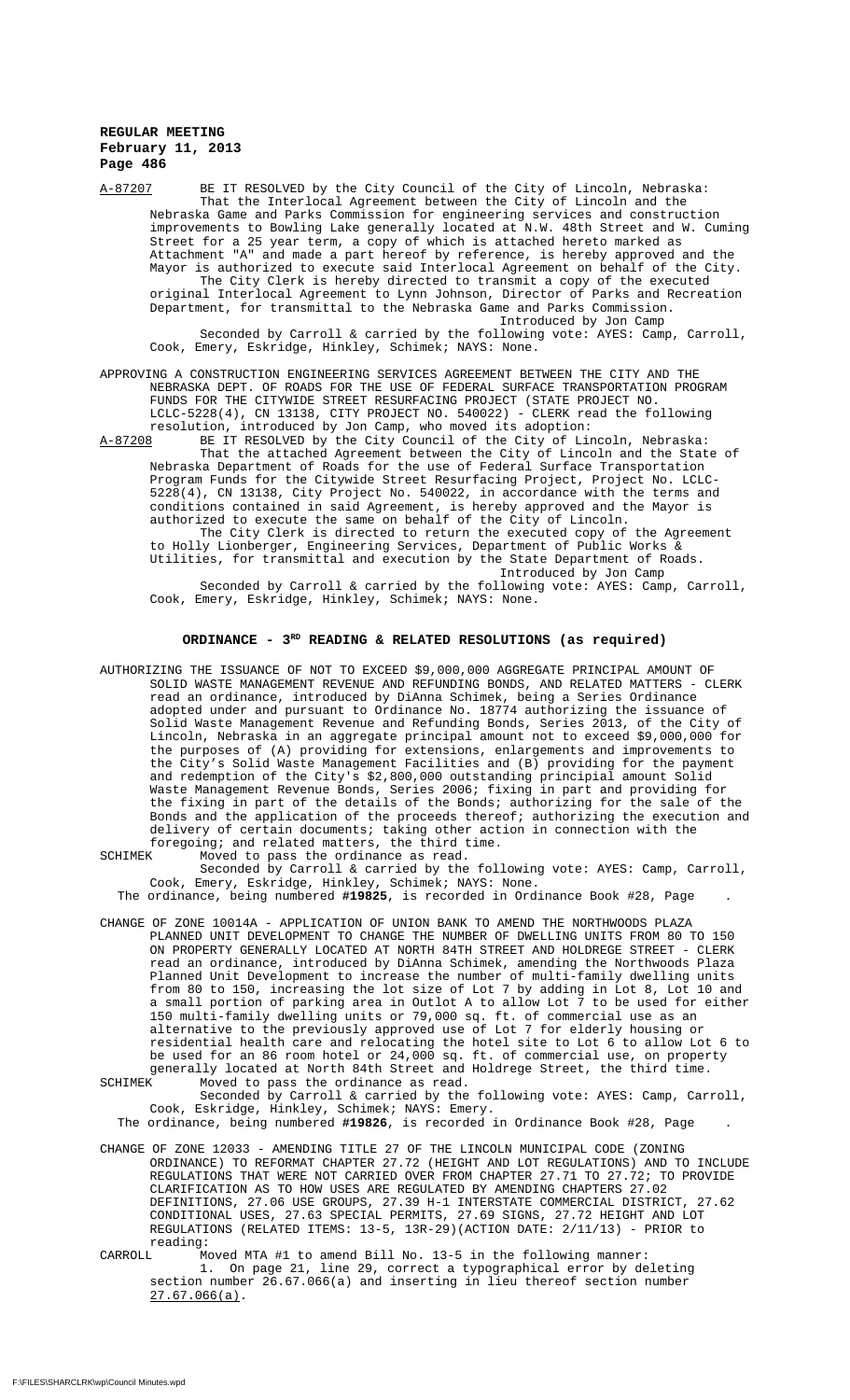A-87207 BE IT RESOLVED by the City Council of the City of Lincoln, Nebraska:

That the Interlocal Agreement between the City of Lincoln and the Nebraska Game and Parks Commission for engineering services and construction improvements to Bowling Lake generally located at N.W. 48th Street and W. Cuming Street for a 25 year term, a copy of which is attached hereto marked as Attachment "A" and made a part hereof by reference, is hereby approved and the Mayor is authorized to execute said Interlocal Agreement on behalf of the City.

The City Clerk is hereby directed to transmit a copy of the executed original Interlocal Agreement to Lynn Johnson, Director of Parks and Recreation Department, for transmittal to the Nebraska Game and Parks Commission.

Introduced by Jon Camp

Seconded by Carroll & carried by the following vote: AYES: Camp, Carroll, Cook, Emery, Eskridge, Hinkley, Schimek; NAYS: None.

APPROVING A CONSTRUCTION ENGINEERING SERVICES AGREEMENT BETWEEN THE CITY AND THE NEBRASKA DEPT. OF ROADS FOR THE USE OF FEDERAL SURFACE TRANSPORTATION PROGRAM FUNDS FOR THE CITYWIDE STREET RESURFACING PROJECT (STATE PROJECT NO. LCLC-5228(4), CN 13138, CITY PROJECT NO. 540022) - CLERK read the following resolution, introduced by Jon Camp, who moved its adoption:

A-87208 BE IT RESOLVED by the City Council of the City of Lincoln, Nebraska:

That the attached Agreement between the City of Lincoln and the State of Nebraska Department of Roads for the use of Federal Surface Transportation Program Funds for the Citywide Street Resurfacing Project, Project No. LCLC-5228(4), CN 13138, City Project No. 540022, in accordance with the terms and conditions contained in said Agreement, is hereby approved and the Mayor is authorized to execute the same on behalf of the City of Lincoln.

The City Clerk is directed to return the executed copy of the Agreement to Holly Lionberger, Engineering Services, Department of Public Works & Utilities, for transmittal and execution by the State Department of Roads.

Introduced by Jon Camp

Seconded by Carroll & carried by the following vote: AYES: Camp, Carroll, Cook, Emery, Eskridge, Hinkley, Schimek; NAYS: None.

## ORDINANCE - 3RD READING & RELATED RESOLUTIONS (as required)

AUTHORIZING THE ISSUANCE OF NOT TO EXCEED $9,000,000 AGGREGATE PRINCIPAL AMOUNT OF SOLID WASTE MANAGEMENT REVENUE AND REFUNDING BONDS, AND RELATED MATTERS - CLERK read an ordinance, introduced by DiAnna Schimek, being a Series Ordinance adopted under and pursuant to Ordinance No. 18774 authorizing the issuance of Solid Waste Management Revenue and Refunding Bonds, Series 2013, of the City of Lincoln, Nebraska in an aggregate principal amount not to exceed $9,000,000 for the purposes of (A) providing for extensions, enlargements and improvements to the City's Solid Waste Management Facilities and (B) providing for the payment and redemption of the City's $2,800,000 outstanding principal amount Solid Waste Management Revenue Bonds, Series 2006; fixing in part and providing for the fixing in part of the details of the Bonds; authorizing for the sale of the Bonds and the application of the proceeds thereof; authorizing the execution and delivery of certain documents; taking other action in connection with the foregoing; and related matters, the third time.

SCHIMEK Moved to pass the ordinance as read.

Seconded by Carroll & carried by the following vote: AYES: Camp, Carroll, Cook, Emery, Eskridge, Hinkley, Schimek; NAYS: None.

The ordinance, being numbered **#19825**, is recorded in Ordinance Book #28, Page .

CHANGE OF ZONE 10014A - APPLICATION OF UNION BANK TO AMEND THE NORTHWOODS PLAZA PLANNED UNIT DEVELOPMENT TO CHANGE THE NUMBER OF DWELLING UNITS FROM 80 TO 150 ON PROPERTY GENERALLY LOCATED AT NORTH 84TH STREET AND HOLDREGE STREET - CLERK read an ordinance, introduced by DiAnna Schimek, amending the Northwoods Plaza Planned Unit Development to increase the number of multi-family dwelling units from 80 to 150, increasing the lot size of Lot 7 by adding in Lot 8, Lot 10 and a small portion of parking area in Outlot A to allow Lot 7 to be used for either 150 multi-family dwelling units or 79,000 sq. ft. of commercial use as an alternative to the previously approved use of Lot 7 for elderly housing or residential health care and relocating the hotel site to Lot 6 to allow Lot 6 to be used for an 86 room hotel or 24,000 sq. ft. of commercial use, on property generally located at North 84th Street and Holdrege Street, the third time.

SCHIMEK Moved to pass the ordinance as read.

Seconded by Carroll & carried by the following vote: AYES: Camp, Carroll, Cook, Eskridge, Hinkley, Schimek; NAYS: Emery.

The ordinance, being numbered **#19826**, is recorded in Ordinance Book #28, Page .

CHANGE OF ZONE 12033 - AMENDING TITLE 27 OF THE LINCOLN MUNICIPAL CODE (ZONING ORDINANCE) TO REFORMAT CHAPTER 27.72 (HEIGHT AND LOT REGULATIONS) AND TO INCLUDE REGULATIONS THAT WERE NOT CARRIED OVER FROM CHAPTER 27.71 TO 27.72; TO PROVIDE CLARIFICATION AS TO HOW USES ARE REGULATED BY AMENDING CHAPTERS 27.02 DEFINITIONS, 27.06 USE GROUPS, 27.39 H-1 INTERSTATE COMMERCIAL DISTRICT, 27.62 CONDITIONAL USES, 27.63 SPECIAL PERMITS, 27.69 SIGNS, 27.72 HEIGHT AND LOT REGULATIONS (RELATED ITEMS: 13-5, 13R-29)(ACTION DATE: 2/11/13) - PRIOR to reading:

CARROLL Moved MTA #1 to amend Bill No. 13-5 in the following manner:

1. On page 21, line 29, correct a typographical error by deleting section number 26.67.066(a) and inserting in lieu thereof section number 27.67.066(a).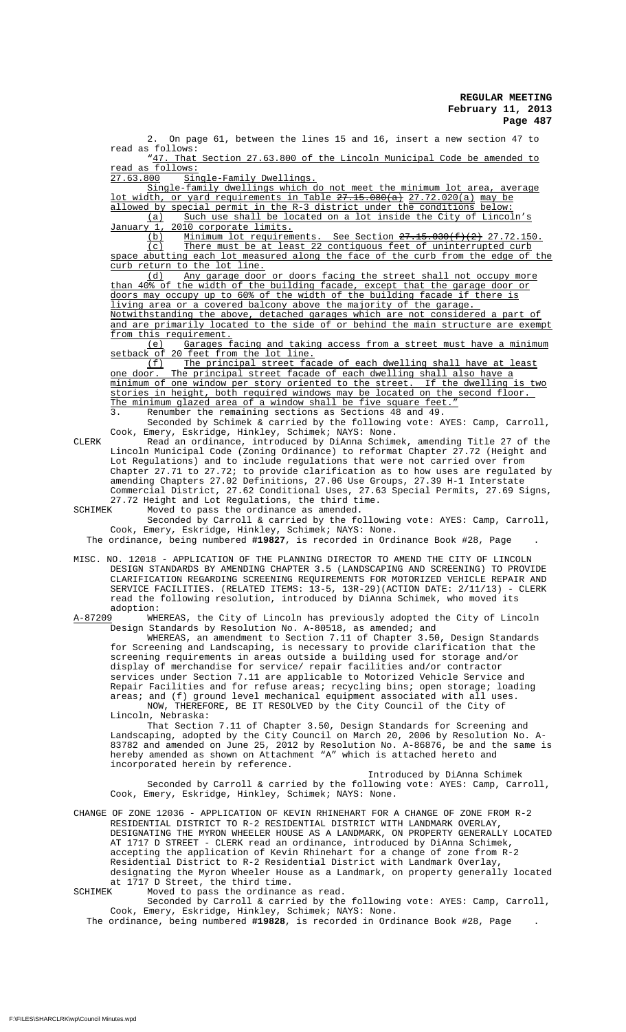2. On page 61, between the lines 15 and 16, insert a new section 47 to read as follows:

"47. That Section 27.63.800 of the Lincoln Municipal Code be amended to read as follows:

27.63.800 Single-Family Dwellings.

Single-family dwellings which do not meet the minimum lot area, average lot width, or yard requirements in Table ~~27.15.080(a)~~ 27.72.020(a) may be allowed by special permit in the R-3 district under the conditions below:

(a) Such use shall be located on a lot inside the City of Lincoln's January 1, 2010 corporate limits.

(b) Minimum lot requirements. See Section ~~27.15.030(f)(2)~~ 27.72.150.

(c) There must be at least 22 contiguous feet of uninterrupted curb space abutting each lot measured along the face of the curb from the edge of the curb return to the lot line.

(d) Any garage door or doors facing the street shall not occupy more than 40% of the width of the building facade, except that the garage door or doors may occupy up to 60% of the width of the building facade if there is living area or a covered balcony above the majority of the garage. Notwithstanding the above, detached garages which are not considered a part of and are primarily located to the side of or behind the main structure are exempt from this requirement.

(e) Garages facing and taking access from a street must have a minimum setback of 20 feet from the lot line.

(f) The principal street facade of each dwelling shall have at least one door. The principal street facade of each dwelling shall also have a minimum of one window per story oriented to the street. If the dwelling is two stories in height, both required windows may be located on the second floor. The minimum glazed area of a window shall be five square feet."

3. Renumber the remaining sections as Sections 48 and 49.

Seconded by Schimek & carried by the following vote: AYES: Camp, Carroll, Cook, Emery, Eskridge, Hinkley, Schimek; NAYS: None.

CLERK Read an ordinance, introduced by DiAnna Schimek, amending Title 27 of the Lincoln Municipal Code (Zoning Ordinance) to reformat Chapter 27.72 (Height and Lot Regulations) and to include regulations that were not carried over from Chapter 27.71 to 27.72; to provide clarification as to how uses are regulated by amending Chapters 27.02 Definitions, 27.06 Use Groups, 27.39 H-1 Interstate Commercial District, 27.62 Conditional Uses, 27.63 Special Permits, 27.69 Signs, 27.72 Height and Lot Regulations, the third time.

SCHIMEK Moved to pass the ordinance as amended.

Seconded by Carroll & carried by the following vote: AYES: Camp, Carroll, Cook, Emery, Eskridge, Hinkley, Schimek; NAYS: None.

The ordinance, being numbered **#19827**, is recorded in Ordinance Book #28, Page .

MISC. NO. 12018 - APPLICATION OF THE PLANNING DIRECTOR TO AMEND THE CITY OF LINCOLN DESIGN STANDARDS BY AMENDING CHAPTER 3.5 (LANDSCAPING AND SCREENING) TO PROVIDE CLARIFICATION REGARDING SCREENING REQUIREMENTS FOR MOTORIZED VEHICLE REPAIR AND SERVICE FACILITIES. (RELATED ITEMS: 13-5, 13R-29)(ACTION DATE: 2/11/13) - CLERK read the following resolution, introduced by DiAnna Schimek, who moved its adoption:

A-87209 WHEREAS, the City of Lincoln has previously adopted the City of Lincoln Design Standards by Resolution No. A-80518, as amended; and

WHEREAS, an amendment to Section 7.11 of Chapter 3.50, Design Standards for Screening and Landscaping, is necessary to provide clarification that the screening requirements in areas outside a building used for storage and/or display of merchandise for service/ repair facilities and/or contractor services under Section 7.11 are applicable to Motorized Vehicle Service and Repair Facilities and for refuse areas; recycling bins; open storage; loading areas; and (f) ground level mechanical equipment associated with all uses.

NOW, THEREFORE, BE IT RESOLVED by the City Council of the City of Lincoln, Nebraska:

That Section 7.11 of Chapter 3.50, Design Standards for Screening and Landscaping, adopted by the City Council on March 20, 2006 by Resolution No. A-83782 and amended on June 25, 2012 by Resolution No. A-86876, be and the same is hereby amended as shown on Attachment "A" which is attached hereto and incorporated herein by reference.

Introduced by DiAnna Schimek

Seconded by Carroll & carried by the following vote: AYES: Camp, Carroll, Cook, Emery, Eskridge, Hinkley, Schimek; NAYS: None.

CHANGE OF ZONE 12036 - APPLICATION OF KEVIN RHINEHART FOR A CHANGE OF ZONE FROM R-2 RESIDENTIAL DISTRICT TO R-2 RESIDENTIAL DISTRICT WITH LANDMARK OVERLAY, DESIGNATING THE MYRON WHEELER HOUSE AS A LANDMARK, ON PROPERTY GENERALLY LOCATED AT 1717 D STREET - CLERK read an ordinance, introduced by DiAnna Schimek, accepting the application of Kevin Rhinehart for a change of zone from R-2 Residential District to R-2 Residential District with Landmark Overlay, designating the Myron Wheeler House as a Landmark, on property generally located at 1717 D Street, the third time.

SCHIMEK Moved to pass the ordinance as read.

Seconded by Carroll & carried by the following vote: AYES: Camp, Carroll, Cook, Emery, Eskridge, Hinkley, Schimek; NAYS: None.

The ordinance, being numbered **#19828**, is recorded in Ordinance Book #28, Page .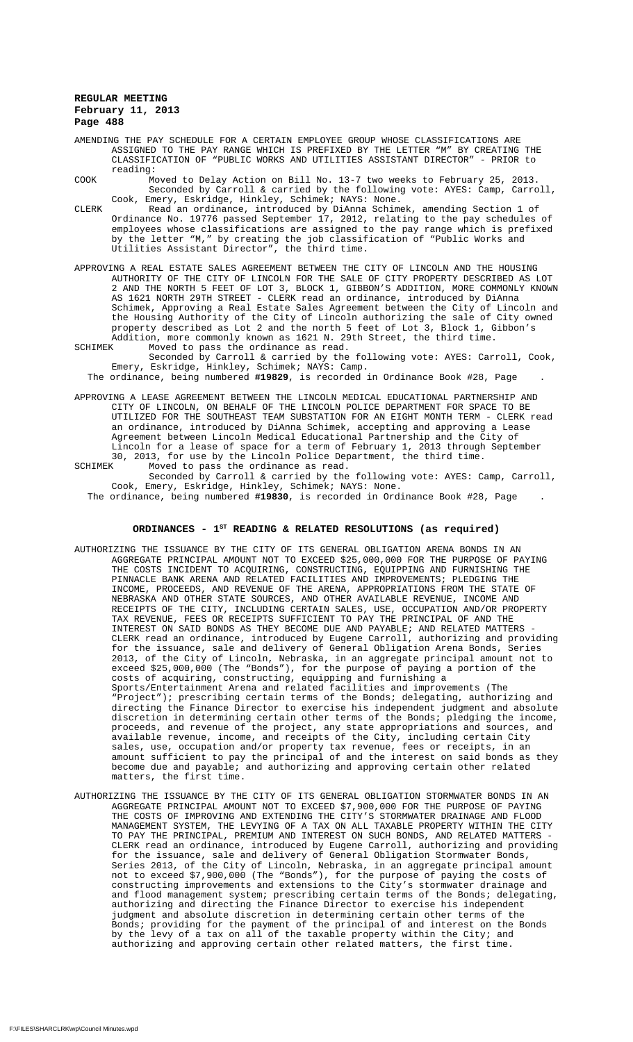AMENDING THE PAY SCHEDULE FOR A CERTAIN EMPLOYEE GROUP WHOSE CLASSIFICATIONS ARE ASSIGNED TO THE PAY RANGE WHICH IS PREFIXED BY THE LETTER "M" BY CREATING THE CLASSIFICATION OF "PUBLIC WORKS AND UTILITIES ASSISTANT DIRECTOR" - PRIOR to reading:

COOK Moved to Delay Action on Bill No. 13-7 two weeks to February 25, 2013. Seconded by Carroll & carried by the following vote: AYES: Camp, Carroll, Cook, Emery, Eskridge, Hinkley, Schimek; NAYS: None.

CLERK Read an ordinance, introduced by DiAnna Schimek, amending Section 1 of Ordinance No. 19776 passed September 17, 2012, relating to the pay schedules of employees whose classifications are assigned to the pay range which is prefixed by the letter "M," by creating the job classification of "Public Works and Utilities Assistant Director", the third time.

APPROVING A REAL ESTATE SALES AGREEMENT BETWEEN THE CITY OF LINCOLN AND THE HOUSING AUTHORITY OF THE CITY OF LINCOLN FOR THE SALE OF CITY PROPERTY DESCRIBED AS LOT 2 AND THE NORTH 5 FEET OF LOT 3, BLOCK 1, GIBBON'S ADDITION, MORE COMMONLY KNOWN AS 1621 NORTH 29TH STREET - CLERK read an ordinance, introduced by DiAnna Schimek, Approving a Real Estate Sales Agreement between the City of Lincoln and the Housing Authority of the City of Lincoln authorizing the sale of City owned property described as Lot 2 and the north 5 feet of Lot 3, Block 1, Gibbon's Addition, more commonly known as 1621 N. 29th Street, the third time.

SCHIMEK Moved to pass the ordinance as read.
Seconded by Carroll & carried by the following vote: AYES: Carroll, Cook, Emery, Eskridge, Hinkley, Schimek; NAYS: Camp.
The ordinance, being numbered **#19829**, is recorded in Ordinance Book #28, Page .

APPROVING A LEASE AGREEMENT BETWEEN THE LINCOLN MEDICAL EDUCATIONAL PARTNERSHIP AND CITY OF LINCOLN, ON BEHALF OF THE LINCOLN POLICE DEPARTMENT FOR SPACE TO BE UTILIZED FOR THE SOUTHEAST TEAM SUBSTATION FOR AN EIGHT MONTH TERM - CLERK read an ordinance, introduced by DiAnna Schimek, accepting and approving a Lease Agreement between Lincoln Medical Educational Partnership and the City of Lincoln for a lease of space for a term of February 1, 2013 through September 30, 2013, for use by the Lincoln Police Department, the third time.

SCHIMEK Moved to pass the ordinance as read.
Seconded by Carroll & carried by the following vote: AYES: Camp, Carroll, Cook, Emery, Eskridge, Hinkley, Schimek; NAYS: None.
The ordinance, being numbered **#19830**, is recorded in Ordinance Book #28, Page .

## ORDINANCES - 1ST READING & RELATED RESOLUTIONS (as required)

AUTHORIZING THE ISSUANCE BY THE CITY OF ITS GENERAL OBLIGATION ARENA BONDS IN AN AGGREGATE PRINCIPAL AMOUNT NOT TO EXCEED $25,000,000 FOR THE PURPOSE OF PAYING THE COSTS INCIDENT TO ACQUIRING, CONSTRUCTING, EQUIPPING AND FURNISHING THE PINNACLE BANK ARENA AND RELATED FACILITIES AND IMPROVEMENTS; PLEDGING THE INCOME, PROCEEDS, AND REVENUE OF THE ARENA, APPROPRIATIONS FROM THE STATE OF NEBRASKA AND OTHER STATE SOURCES, AND OTHER AVAILABLE REVENUE, INCOME AND RECEIPTS OF THE CITY, INCLUDING CERTAIN SALES, USE, OCCUPATION AND/OR PROPERTY TAX REVENUE, FEES OR RECEIPTS SUFFICIENT TO PAY THE PRINCIPAL OF AND THE INTEREST ON SAID BONDS AS THEY BECOME DUE AND PAYABLE; AND RELATED MATTERS - CLERK read an ordinance, introduced by Eugene Carroll, authorizing and providing for the issuance, sale and delivery of General Obligation Arena Bonds, Series 2013, of the City of Lincoln, Nebraska, in an aggregate principal amount not to exceed $25,000,000 (The "Bonds"), for the purpose of paying a portion of the costs of acquiring, constructing, equipping and furnishing a Sports/Entertainment Arena and related facilities and improvements (The "Project"); prescribing certain terms of the Bonds; delegating, authorizing and directing the Finance Director to exercise his independent judgment and absolute discretion in determining certain other terms of the Bonds; pledging the income, proceeds, and revenue of the project, any state appropriations and sources, and available revenue, income, and receipts of the City, including certain City sales, use, occupation and/or property tax revenue, fees or receipts, in an amount sufficient to pay the principal of and the interest on said bonds as they become due and payable; and authorizing and approving certain other related matters, the first time.

AUTHORIZING THE ISSUANCE BY THE CITY OF ITS GENERAL OBLIGATION STORMWATER BONDS IN AN AGGREGATE PRINCIPAL AMOUNT NOT TO EXCEED $7,900,000 FOR THE PURPOSE OF PAYING THE COSTS OF IMPROVING AND EXTENDING THE CITY'S STORMWATER DRAINAGE AND FLOOD MANAGEMENT SYSTEM, THE LEVYING OF A TAX ON ALL TAXABLE PROPERTY WITHIN THE CITY TO PAY THE PRINCIPAL, PREMIUM AND INTEREST ON SUCH BONDS, AND RELATED MATTERS - CLERK read an ordinance, introduced by Eugene Carroll, authorizing and providing for the issuance, sale and delivery of General Obligation Stormwater Bonds, Series 2013, of the City of Lincoln, Nebraska, in an aggregate principal amount not to exceed $7,900,000 (The "Bonds"), for the purpose of paying the costs of constructing improvements and extensions to the City's stormwater drainage and and flood management system; prescribing certain terms of the Bonds; delegating, authorizing and directing the Finance Director to exercise his independent judgment and absolute discretion in determining certain other terms of the Bonds; providing for the payment of the principal of and interest on the Bonds by the levy of a tax on all of the taxable property within the City; and authorizing and approving certain other related matters, the first time.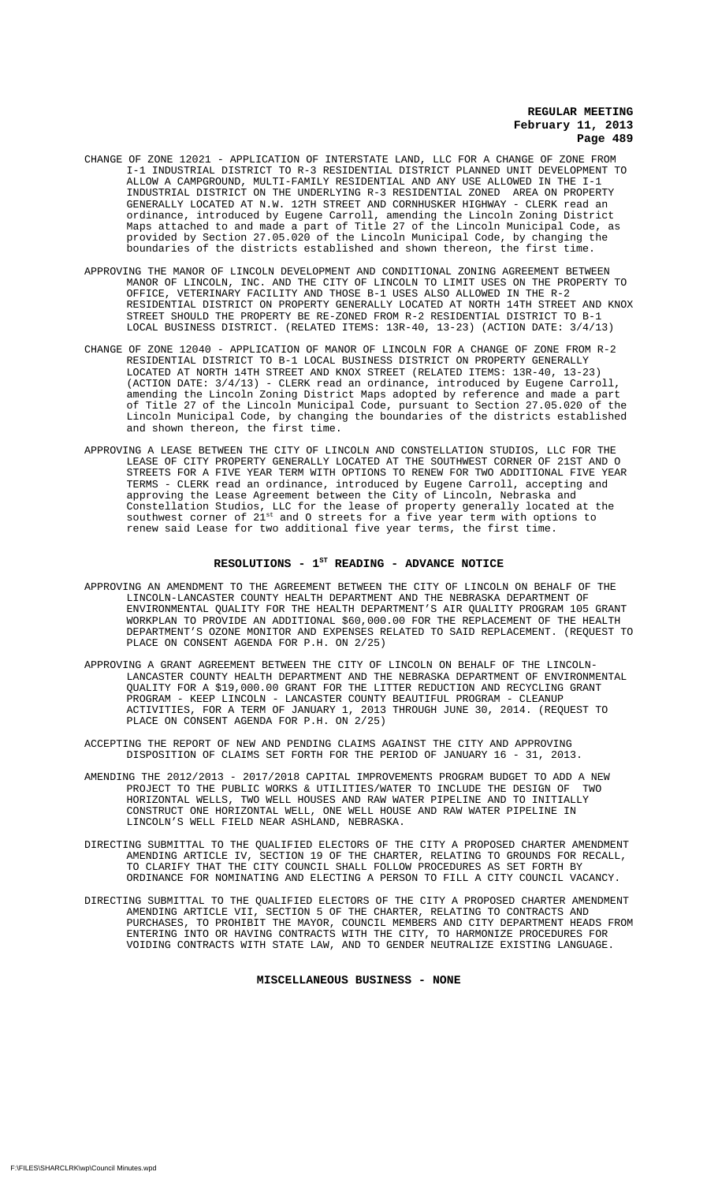CHANGE OF ZONE 12021 - APPLICATION OF INTERSTATE LAND, LLC FOR A CHANGE OF ZONE FROM I-1 INDUSTRIAL DISTRICT TO R-3 RESIDENTIAL DISTRICT PLANNED UNIT DEVELOPMENT TO ALLOW A CAMPGROUND, MULTI-FAMILY RESIDENTIAL AND ANY USE ALLOWED IN THE I-1 INDUSTRIAL DISTRICT ON THE UNDERLYING R-3 RESIDENTIAL ZONED AREA ON PROPERTY GENERALLY LOCATED AT N.W. 12TH STREET AND CORNHUSKER HIGHWAY - CLERK read an ordinance, introduced by Eugene Carroll, amending the Lincoln Zoning District Maps attached to and made a part of Title 27 of the Lincoln Municipal Code, as provided by Section 27.05.020 of the Lincoln Municipal Code, by changing the boundaries of the districts established and shown thereon, the first time.

APPROVING THE MANOR OF LINCOLN DEVELOPMENT AND CONDITIONAL ZONING AGREEMENT BETWEEN MANOR OF LINCOLN, INC. AND THE CITY OF LINCOLN TO LIMIT USES ON THE PROPERTY TO OFFICE, VETERINARY FACILITY AND THOSE B-1 USES ALSO ALLOWED IN THE R-2 RESIDENTIAL DISTRICT ON PROPERTY GENERALLY LOCATED AT NORTH 14TH STREET AND KNOX STREET SHOULD THE PROPERTY BE RE-ZONED FROM R-2 RESIDENTIAL DISTRICT TO B-1 LOCAL BUSINESS DISTRICT. (RELATED ITEMS: 13R-40, 13-23) (ACTION DATE: 3/4/13)

CHANGE OF ZONE 12040 - APPLICATION OF MANOR OF LINCOLN FOR A CHANGE OF ZONE FROM R-2 RESIDENTIAL DISTRICT TO B-1 LOCAL BUSINESS DISTRICT ON PROPERTY GENERALLY LOCATED AT NORTH 14TH STREET AND KNOX STREET (RELATED ITEMS: 13R-40, 13-23) (ACTION DATE: 3/4/13) - CLERK read an ordinance, introduced by Eugene Carroll, amending the Lincoln Zoning District Maps adopted by reference and made a part of Title 27 of the Lincoln Municipal Code, pursuant to Section 27.05.020 of the Lincoln Municipal Code, by changing the boundaries of the districts established and shown thereon, the first time.

APPROVING A LEASE BETWEEN THE CITY OF LINCOLN AND CONSTELLATION STUDIOS, LLC FOR THE LEASE OF CITY PROPERTY GENERALLY LOCATED AT THE SOUTHWEST CORNER OF 21ST AND O STREETS FOR A FIVE YEAR TERM WITH OPTIONS TO RENEW FOR TWO ADDITIONAL FIVE YEAR TERMS - CLERK read an ordinance, introduced by Eugene Carroll, accepting and approving the Lease Agreement between the City of Lincoln, Nebraska and Constellation Studios, LLC for the lease of property generally located at the southwest corner of 21st and O streets for a five year term with options to renew said Lease for two additional five year terms, the first time.

## RESOLUTIONS - 1ST READING - ADVANCE NOTICE

APPROVING AN AMENDMENT TO THE AGREEMENT BETWEEN THE CITY OF LINCOLN ON BEHALF OF THE LINCOLN-LANCASTER COUNTY HEALTH DEPARTMENT AND THE NEBRASKA DEPARTMENT OF ENVIRONMENTAL QUALITY FOR THE HEALTH DEPARTMENT'S AIR QUALITY PROGRAM 105 GRANT WORKPLAN TO PROVIDE AN ADDITIONAL $60,000.00 FOR THE REPLACEMENT OF THE HEALTH DEPARTMENT'S OZONE MONITOR AND EXPENSES RELATED TO SAID REPLACEMENT. (REQUEST TO PLACE ON CONSENT AGENDA FOR P.H. ON 2/25)

APPROVING A GRANT AGREEMENT BETWEEN THE CITY OF LINCOLN ON BEHALF OF THE LINCOLN-LANCASTER COUNTY HEALTH DEPARTMENT AND THE NEBRASKA DEPARTMENT OF ENVIRONMENTAL QUALITY FOR A $19,000.00 GRANT FOR THE LITTER REDUCTION AND RECYCLING GRANT PROGRAM - KEEP LINCOLN - LANCASTER COUNTY BEAUTIFUL PROGRAM - CLEANUP ACTIVITIES, FOR A TERM OF JANUARY 1, 2013 THROUGH JUNE 30, 2014. (REQUEST TO PLACE ON CONSENT AGENDA FOR P.H. ON 2/25)

ACCEPTING THE REPORT OF NEW AND PENDING CLAIMS AGAINST THE CITY AND APPROVING DISPOSITION OF CLAIMS SET FORTH FOR THE PERIOD OF JANUARY 16 - 31, 2013.

AMENDING THE 2012/2013 - 2017/2018 CAPITAL IMPROVEMENTS PROGRAM BUDGET TO ADD A NEW PROJECT TO THE PUBLIC WORKS & UTILITIES/WATER TO INCLUDE THE DESIGN OF TWO HORIZONTAL WELLS, TWO WELL HOUSES AND RAW WATER PIPELINE AND TO INITIALLY CONSTRUCT ONE HORIZONTAL WELL, ONE WELL HOUSE AND RAW WATER PIPELINE IN LINCOLN'S WELL FIELD NEAR ASHLAND, NEBRASKA.

DIRECTING SUBMITTAL TO THE QUALIFIED ELECTORS OF THE CITY A PROPOSED CHARTER AMENDMENT AMENDING ARTICLE IV, SECTION 19 OF THE CHARTER, RELATING TO GROUNDS FOR RECALL, TO CLARIFY THAT THE CITY COUNCIL SHALL FOLLOW PROCEDURES AS SET FORTH BY ORDINANCE FOR NOMINATING AND ELECTING A PERSON TO FILL A CITY COUNCIL VACANCY.

DIRECTING SUBMITTAL TO THE QUALIFIED ELECTORS OF THE CITY A PROPOSED CHARTER AMENDMENT AMENDING ARTICLE VII, SECTION 5 OF THE CHARTER, RELATING TO CONTRACTS AND PURCHASES, TO PROHIBIT THE MAYOR, COUNCIL MEMBERS AND CITY DEPARTMENT HEADS FROM ENTERING INTO OR HAVING CONTRACTS WITH THE CITY, TO HARMONIZE PROCEDURES FOR VOIDING CONTRACTS WITH STATE LAW, AND TO GENDER NEUTRALIZE EXISTING LANGUAGE.

## MISCELLANEOUS BUSINESS - NONE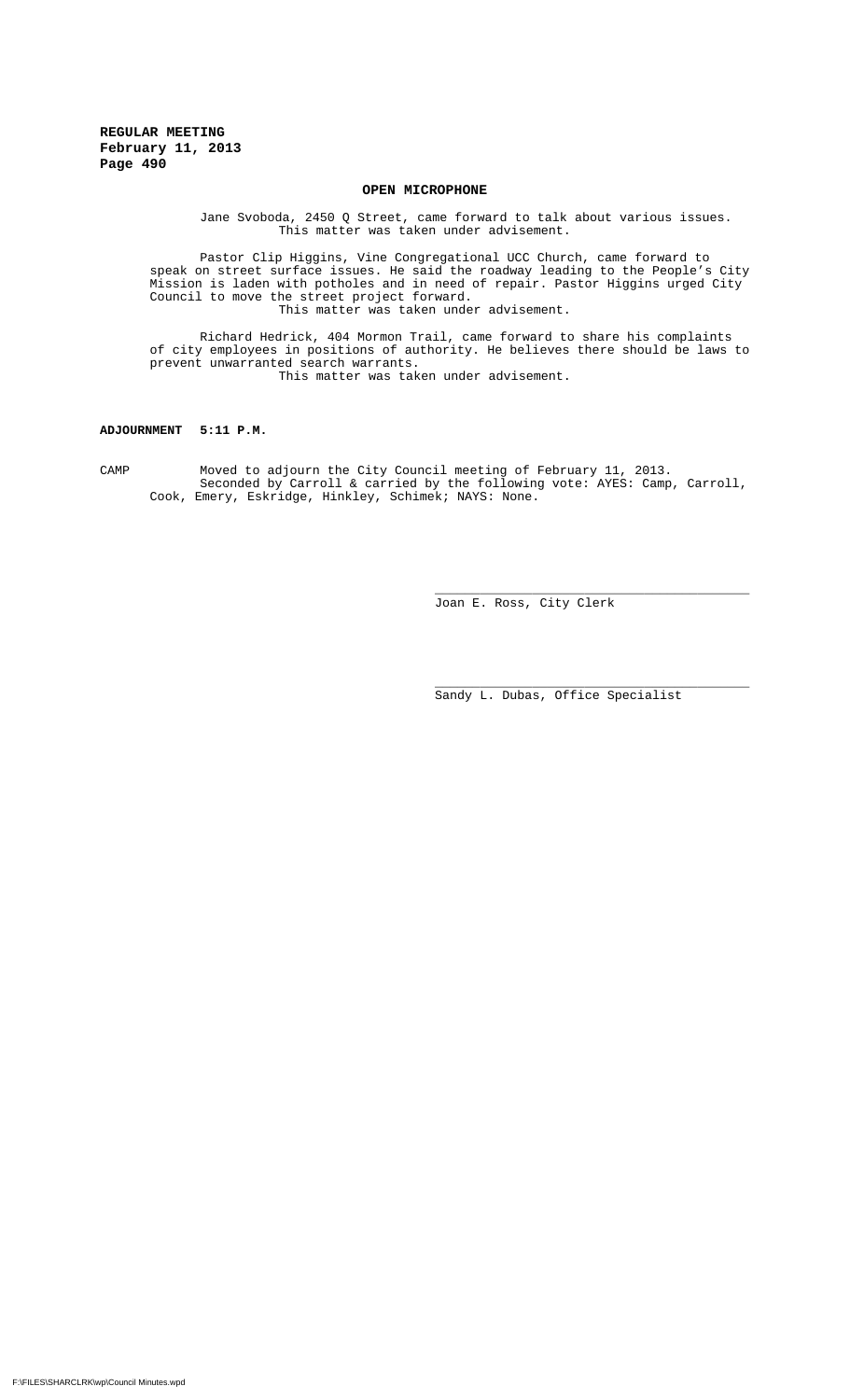## OPEN MICROPHONE

Jane Svoboda, 2450 Q Street, came forward to talk about various issues.
This matter was taken under advisement.

Pastor Clip Higgins, Vine Congregational UCC Church, came forward to speak on street surface issues. He said the roadway leading to the People's City Mission is laden with potholes and in need of repair. Pastor Higgins urged City Council to move the street project forward.
This matter was taken under advisement.

Richard Hedrick, 404 Mormon Trail, came forward to share his complaints of city employees in positions of authority. He believes there should be laws to prevent unwarranted search warrants.
This matter was taken under advisement.

**ADJOURNMENT 5:11 P.M.**

CAMP Moved to adjourn the City Council meeting of February 11, 2013.
Seconded by Carroll & carried by the following vote: AYES: Camp, Carroll, Cook, Emery, Eskridge, Hinkley, Schimek; NAYS: None.

\_\_\_\_\_\_\_\_\_\_\_\_\_\_\_\_\_\_\_\_\_\_\_\_\_\_\_\_\_\_\_\_\_\_\_\_\_\_\_\_

Joan E. Ross, City Clerk

\_\_\_\_\_\_\_\_\_\_\_\_\_\_\_\_\_\_\_\_\_\_\_\_\_\_\_\_\_\_\_\_\_\_\_\_\_\_\_\_

Sandy L. Dubas, Office Specialist